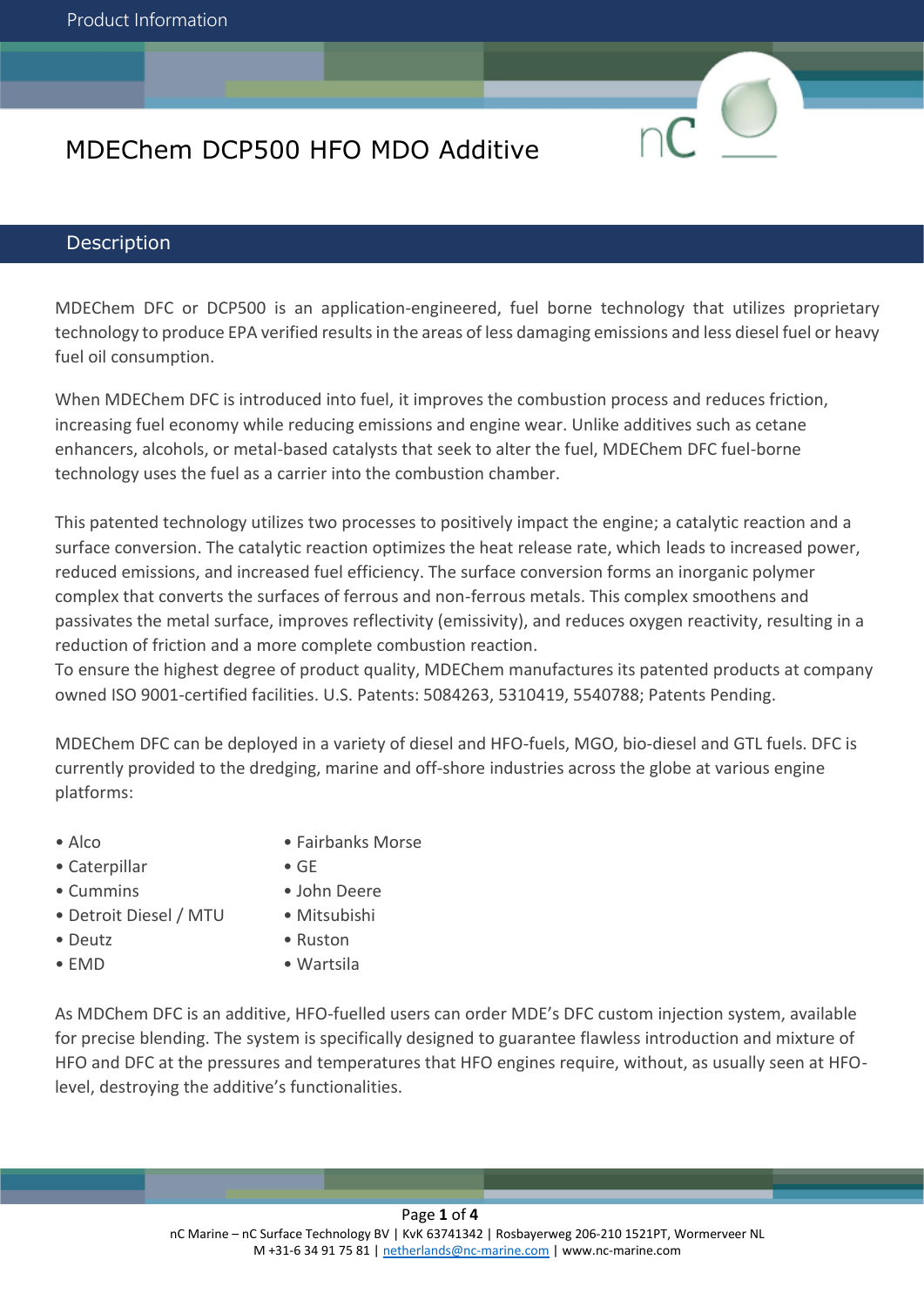# MDEChem DCP500 HFO MDO Additive

## Description

MDEChem DFC or DCP500 is an application-engineered, fuel borne technology that utilizes proprietary technology to produce EPA verified results in the areas of less damaging emissions and less diesel fuel or heavy fuel oil consumption.

When MDEChem DFC is introduced into fuel, it improves the combustion process and reduces friction, increasing fuel economy while reducing emissions and engine wear. Unlike additives such as cetane enhancers, alcohols, or metal-based catalysts that seek to alter the fuel, MDEChem DFC fuel-borne technology uses the fuel as a carrier into the combustion chamber.

This patented technology utilizes two processes to positively impact the engine; a catalytic reaction and a surface conversion. The catalytic reaction optimizes the heat release rate, which leads to increased power, reduced emissions, and increased fuel efficiency. The surface conversion forms an inorganic polymer complex that converts the surfaces of ferrous and non-ferrous metals. This complex smoothens and passivates the metal surface, improves reflectivity (emissivity), and reduces oxygen reactivity, resulting in a reduction of friction and a more complete combustion reaction.
To ensure the highest degree of product quality, MDEChem manufactures its patented products at company owned ISO 9001-certified facilities. U.S. Patents: 5084263, 5310419, 5540788; Patents Pending.

MDEChem DFC can be deployed in a variety of diesel and HFO-fuels, MGO, bio-diesel and GTL fuels. DFC is currently provided to the dredging, marine and off-shore industries across the globe at various engine platforms:

- Alco
- Caterpillar
- Cummins
- Detroit Diesel / MTU
- Deutz
- EMD
- Fairbanks Morse
- GE
- John Deere
- Mitsubishi
- Ruston
- Wartsila

As MDChem DFC is an additive, HFO-fuelled users can order MDE's DFC custom injection system, available for precise blending. The system is specifically designed to guarantee flawless introduction and mixture of HFO and DFC at the pressures and temperatures that HFO engines require, without, as usually seen at HFO-level, destroying the additive's functionalities.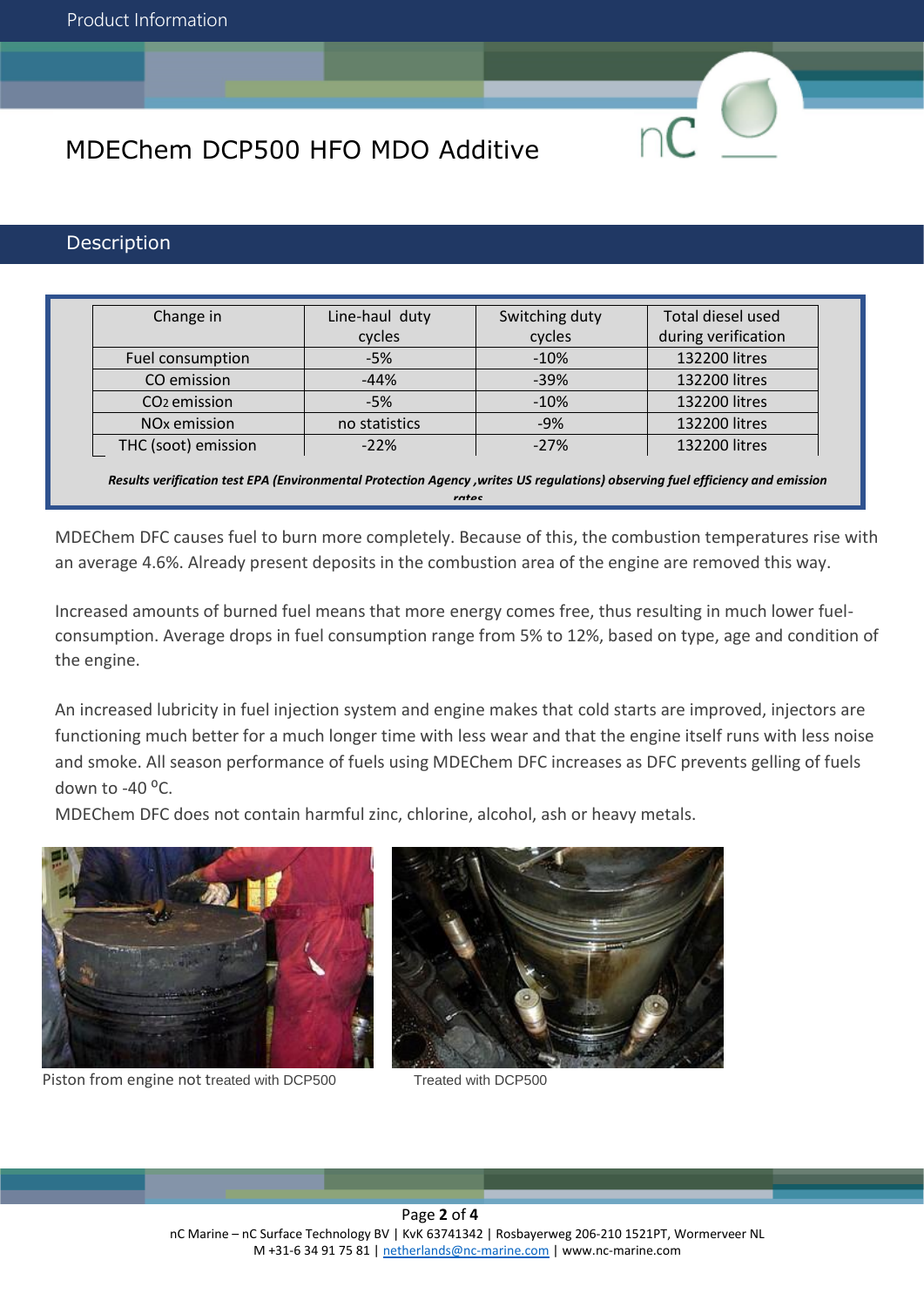# MDEChem DCP500 HFO MDO Additive

## Description

| Change in | Line-haul duty cycles | Switching duty cycles | Total diesel used during verification |
|---|---|---|---|
| Fuel consumption | -5% | -10% | 132200 litres |
| CO emission | -44% | -39% | 132200 litres |
| $CO_2$ emission | -5% | -10% | 132200 litres |
| NOx emission | no statistics | -9% | 132200 litres |
| THC (soot) emission | -22% | -27% | 132200 litres |

***Results verification test EPA (Environmental Protection Agency ,writes US regulations) observing fuel efficiency and emission rates***

MDEChem DFC causes fuel to burn more completely. Because of this, the combustion temperatures rise with an average 4.6%. Already present deposits in the combustion area of the engine are removed this way.

Increased amounts of burned fuel means that more energy comes free, thus resulting in much lower fuel-consumption. Average drops in fuel consumption range from 5% to 12%, based on type, age and condition of the engine.

An increased lubricity in fuel injection system and engine makes that cold starts are improved, injectors are functioning much better for a much longer time with less wear and that the engine itself runs with less noise and smoke. All season performance of fuels using MDEChem DFC increases as DFC prevents gelling of fuels down to -40 ºC.

MDEChem DFC does not contain harmful zinc, chlorine, alcohol, ash or heavy metals.

Piston from engine not treated with DCP500

Treated with DCP500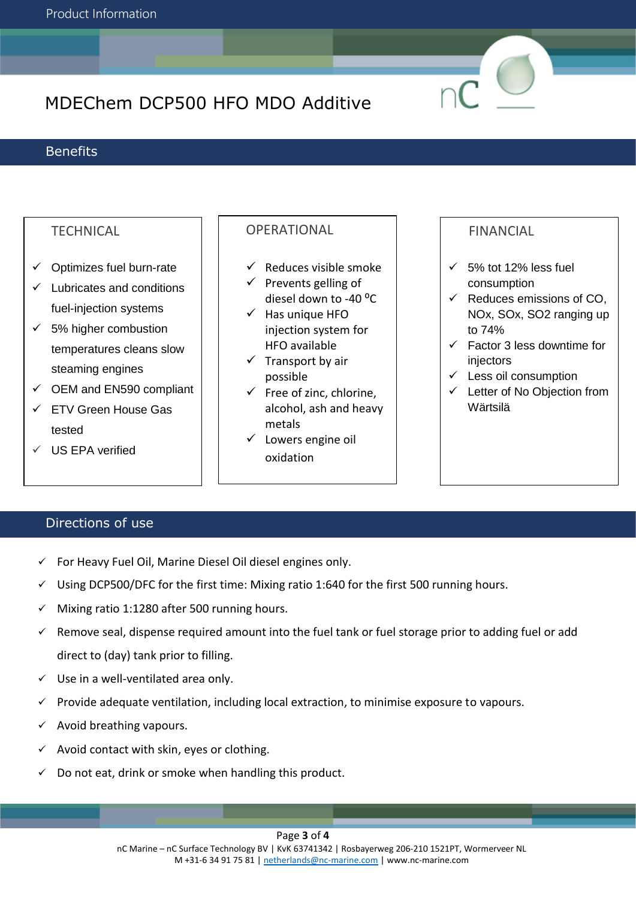Product Information

# MDEChem DCP500 HFO MDO Additive

## Benefits

### TECHNICAL

- ✓ Optimizes fuel burn-rate
- ✓ Lubricates and conditions fuel-injection systems
- ✓ 5% higher combustion temperatures cleans slow steaming engines
- ✓ OEM and EN590 compliant
- ✓ ETV Green House Gas tested
- ✓ US EPA verified

### OPERATIONAL

- ✓ Reduces visible smoke
- ✓ Prevents gelling of diesel down to -40 ºC
- ✓ Has unique HFO injection system for HFO available
- ✓ Transport by air possible
- ✓ Free of zinc, chlorine, alcohol, ash and heavy metals
- ✓ Lowers engine oil oxidation

### FINANCIAL

- ✓ 5% tot 12% less fuel consumption
- ✓ Reduces emissions of CO, NOx, SOx, SO2 ranging up to 74%
- ✓ Factor 3 less downtime for injectors
- ✓ Less oil consumption
- ✓ Letter of No Objection from Wärtsilä

## Directions of use

- ✓ For Heavy Fuel Oil, Marine Diesel Oil diesel engines only.
- ✓ Using DCP500/DFC for the first time: Mixing ratio 1:640 for the first 500 running hours.
- ✓ Mixing ratio 1:1280 after 500 running hours.
- ✓ Remove seal, dispense required amount into the fuel tank or fuel storage prior to adding fuel or add direct to (day) tank prior to filling.
- ✓ Use in a well-ventilated area only.
- ✓ Provide adequate ventilation, including local extraction, to minimise exposure to vapours.
- ✓ Avoid breathing vapours.
- ✓ Avoid contact with skin, eyes or clothing.
- ✓ Do not eat, drink or smoke when handling this product.

nC Marine – nC Surface Technology BV | KvK 63741342 | Rosbayerweg 206-210 1521PT, Wormerveer NL
M +31-6 34 91 75 81 | netherlands@nc-marine.com | www.nc-marine.com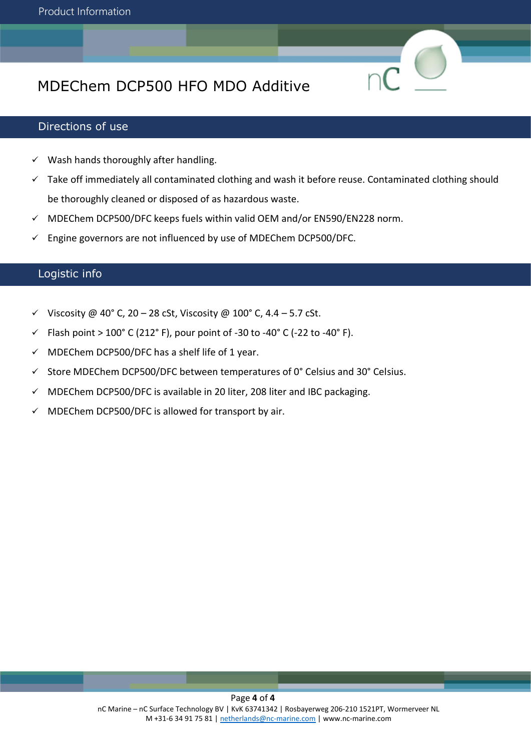# MDEChem DCP500 HFO MDO Additive

## Directions of use

- ✓ Wash hands thoroughly after handling.
- ✓ Take off immediately all contaminated clothing and wash it before reuse. Contaminated clothing should be thoroughly cleaned or disposed of as hazardous waste.
- ✓ MDEChem DCP500/DFC keeps fuels within valid OEM and/or EN590/EN228 norm.
- ✓ Engine governors are not influenced by use of MDEChem DCP500/DFC.

## Logistic info

- ✓ Viscosity @ 40° C, 20 – 28 cSt, Viscosity @ 100° C, 4.4 – 5.7 cSt.
- ✓ Flash point > 100° C (212° F), pour point of -30 to -40° C (-22 to -40° F).
- ✓ MDEChem DCP500/DFC has a shelf life of 1 year.
- ✓ Store MDEChem DCP500/DFC between temperatures of 0° Celsius and 30° Celsius.
- ✓ MDEChem DCP500/DFC is available in 20 liter, 208 liter and IBC packaging.
- ✓ MDEChem DCP500/DFC is allowed for transport by air.